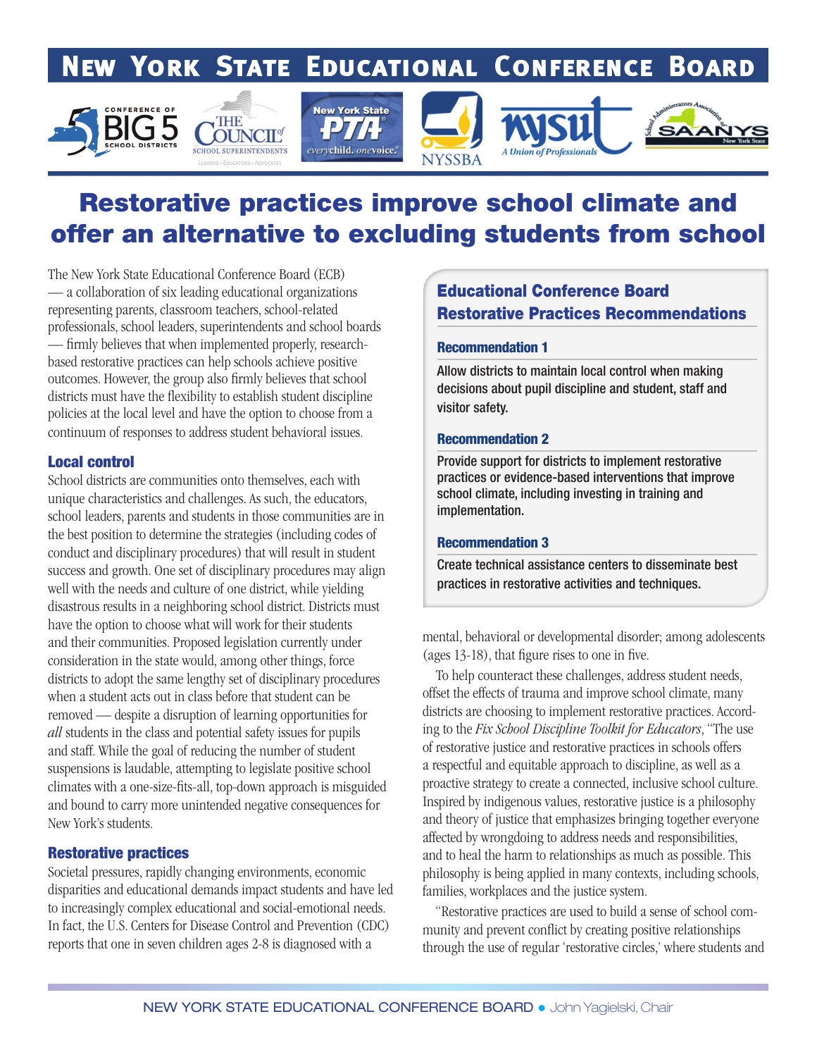# New York State Educational Conference Board

# Restorative practices improve school climate and offer an alternative to excluding students from school

The New York State Educational Conference Board (ECB) — a collaboration of six leading educational organizations representing parents, classroom teachers, school-related professionals, school leaders, superintendents and school boards — firmly believes that when implemented properly, research-based restorative practices can help schools achieve positive outcomes. However, the group also firmly believes that school districts must have the flexibility to establish student discipline policies at the local level and have the option to choose from a continuum of responses to address student behavioral issues.

## Local control

School districts are communities onto themselves, each with unique characteristics and challenges. As such, the educators, school leaders, parents and students in those communities are in the best position to determine the strategies (including codes of conduct and disciplinary procedures) that will result in student success and growth. One set of disciplinary procedures may align well with the needs and culture of one district, while yielding disastrous results in a neighboring school district. Districts must have the option to choose what will work for their students and their communities. Proposed legislation currently under consideration in the state would, among other things, force districts to adopt the same lengthy set of disciplinary procedures when a student acts out in class before that student can be removed — despite a disruption of learning opportunities for *all* students in the class and potential safety issues for pupils and staff. While the goal of reducing the number of student suspensions is laudable, attempting to legislate positive school climates with a one-size-fits-all, top-down approach is misguided and bound to carry more unintended negative consequences for New York's students.

## Restorative practices

Societal pressures, rapidly changing environments, economic disparities and educational demands impact students and have led to increasingly complex educational and social-emotional needs. In fact, the U.S. Centers for Disease Control and Prevention (CDC) reports that one in seven children ages 2-8 is diagnosed with a mental, behavioral or developmental disorder; among adolescents (ages 13-18), that figure rises to one in five.

To help counteract these challenges, address student needs, offset the effects of trauma and improve school climate, many districts are choosing to implement restorative practices. According to the *Fix School Discipline Toolkit for Educators*, "The use of restorative justice and restorative practices in schools offers a respectful and equitable approach to discipline, as well as a proactive strategy to create a connected, inclusive school culture. Inspired by indigenous values, restorative justice is a philosophy and theory of justice that emphasizes bringing together everyone affected by wrongdoing to address needs and responsibilities, and to heal the harm to relationships as much as possible. This philosophy is being applied in many contexts, including schools, families, workplaces and the justice system.

"Restorative practices are used to build a sense of school community and prevent conflict by creating positive relationships through the use of regular 'restorative circles,' where students and

## Educational Conference Board Restorative Practices Recommendations

### Recommendation 1

Allow districts to maintain local control when making decisions about pupil discipline and student, staff and visitor safety.

### Recommendation 2

Provide support for districts to implement restorative practices or evidence-based interventions that improve school climate, including investing in training and implementation.

### Recommendation 3

Create technical assistance centers to disseminate best practices in restorative activities and techniques.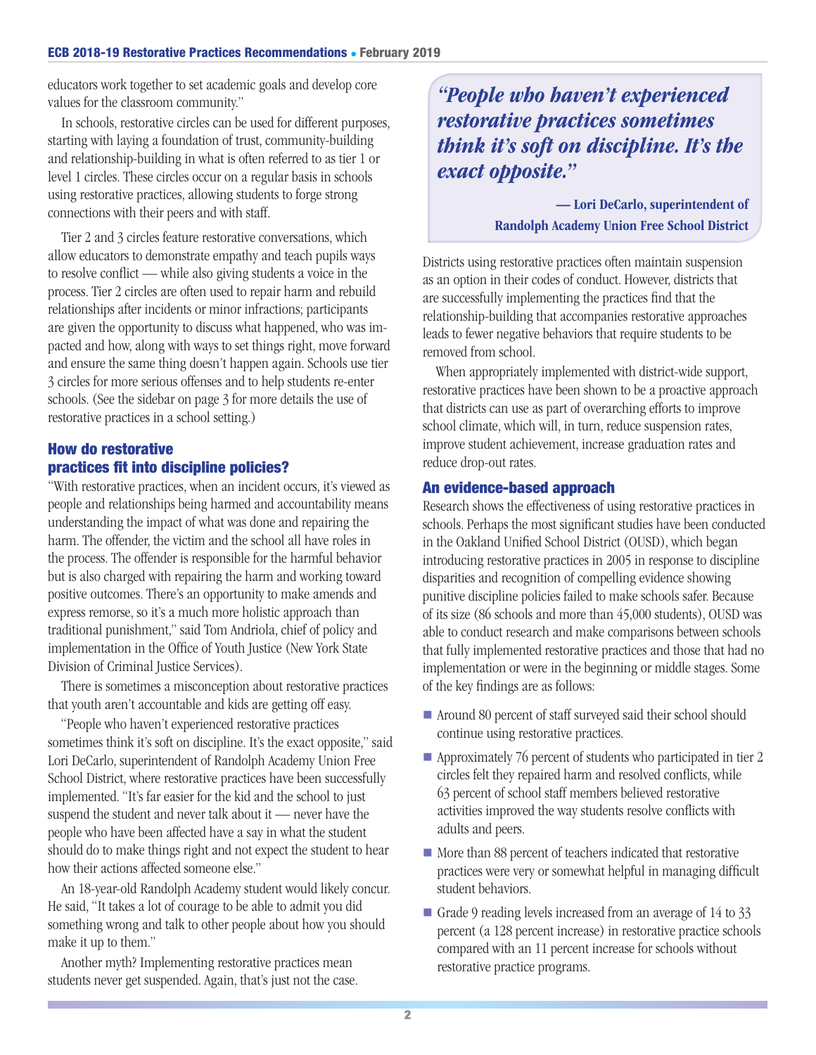educators work together to set academic goals and develop core values for the classroom community."

In schools, restorative circles can be used for different purposes, starting with laying a foundation of trust, community-building and relationship-building in what is often referred to as tier 1 or level 1 circles. These circles occur on a regular basis in schools using restorative practices, allowing students to forge strong connections with their peers and with staff.

Tier 2 and 3 circles feature restorative conversations, which allow educators to demonstrate empathy and teach pupils ways to resolve conflict — while also giving students a voice in the process. Tier 2 circles are often used to repair harm and rebuild relationships after incidents or minor infractions; participants are given the opportunity to discuss what happened, who was impacted and how, along with ways to set things right, move forward and ensure the same thing doesn't happen again. Schools use tier 3 circles for more serious offenses and to help students re-enter schools. (See the sidebar on page 3 for more details the use of restorative practices in a school setting.)

## How do restorative practices fit into discipline policies?

"With restorative practices, when an incident occurs, it's viewed as people and relationships being harmed and accountability means understanding the impact of what was done and repairing the harm. The offender, the victim and the school all have roles in the process. The offender is responsible for the harmful behavior but is also charged with repairing the harm and working toward positive outcomes. There's an opportunity to make amends and express remorse, so it's a much more holistic approach than traditional punishment," said Tom Andriola, chief of policy and implementation in the Office of Youth Justice (New York State Division of Criminal Justice Services).

There is sometimes a misconception about restorative practices that youth aren't accountable and kids are getting off easy.

"People who haven't experienced restorative practices sometimes think it's soft on discipline. It's the exact opposite," said Lori DeCarlo, superintendent of Randolph Academy Union Free School District, where restorative practices have been successfully implemented. "It's far easier for the kid and the school to just suspend the student and never talk about it — never have the people who have been affected have a say in what the student should do to make things right and not expect the student to hear how their actions affected someone else."

An 18-year-old Randolph Academy student would likely concur. He said, "It takes a lot of courage to be able to admit you did something wrong and talk to other people about how you should make it up to them."

Another myth? Implementing restorative practices mean students never get suspended. Again, that's just not the case.

> ***"People who haven't experienced restorative practices sometimes think it's soft on discipline. It's the exact opposite."***
>
> **— Lori DeCarlo, superintendent of Randolph Academy Union Free School District**

Districts using restorative practices often maintain suspension as an option in their codes of conduct. However, districts that are successfully implementing the practices find that the relationship-building that accompanies restorative approaches leads to fewer negative behaviors that require students to be removed from school.

When appropriately implemented with district-wide support, restorative practices have been shown to be a proactive approach that districts can use as part of overarching efforts to improve school climate, which will, in turn, reduce suspension rates, improve student achievement, increase graduation rates and reduce drop-out rates.

## An evidence-based approach

Research shows the effectiveness of using restorative practices in schools. Perhaps the most significant studies have been conducted in the Oakland Unified School District (OUSD), which began introducing restorative practices in 2005 in response to discipline disparities and recognition of compelling evidence showing punitive discipline policies failed to make schools safer. Because of its size (86 schools and more than 45,000 students), OUSD was able to conduct research and make comparisons between schools that fully implemented restorative practices and those that had no implementation or were in the beginning or middle stages. Some of the key findings are as follows:

- Around 80 percent of staff surveyed said their school should continue using restorative practices.
- Approximately 76 percent of students who participated in tier 2 circles felt they repaired harm and resolved conflicts, while 63 percent of school staff members believed restorative activities improved the way students resolve conflicts with adults and peers.
- More than 88 percent of teachers indicated that restorative practices were very or somewhat helpful in managing difficult student behaviors.
- Grade 9 reading levels increased from an average of 14 to 33 percent (a 128 percent increase) in restorative practice schools compared with an 11 percent increase for schools without restorative practice programs.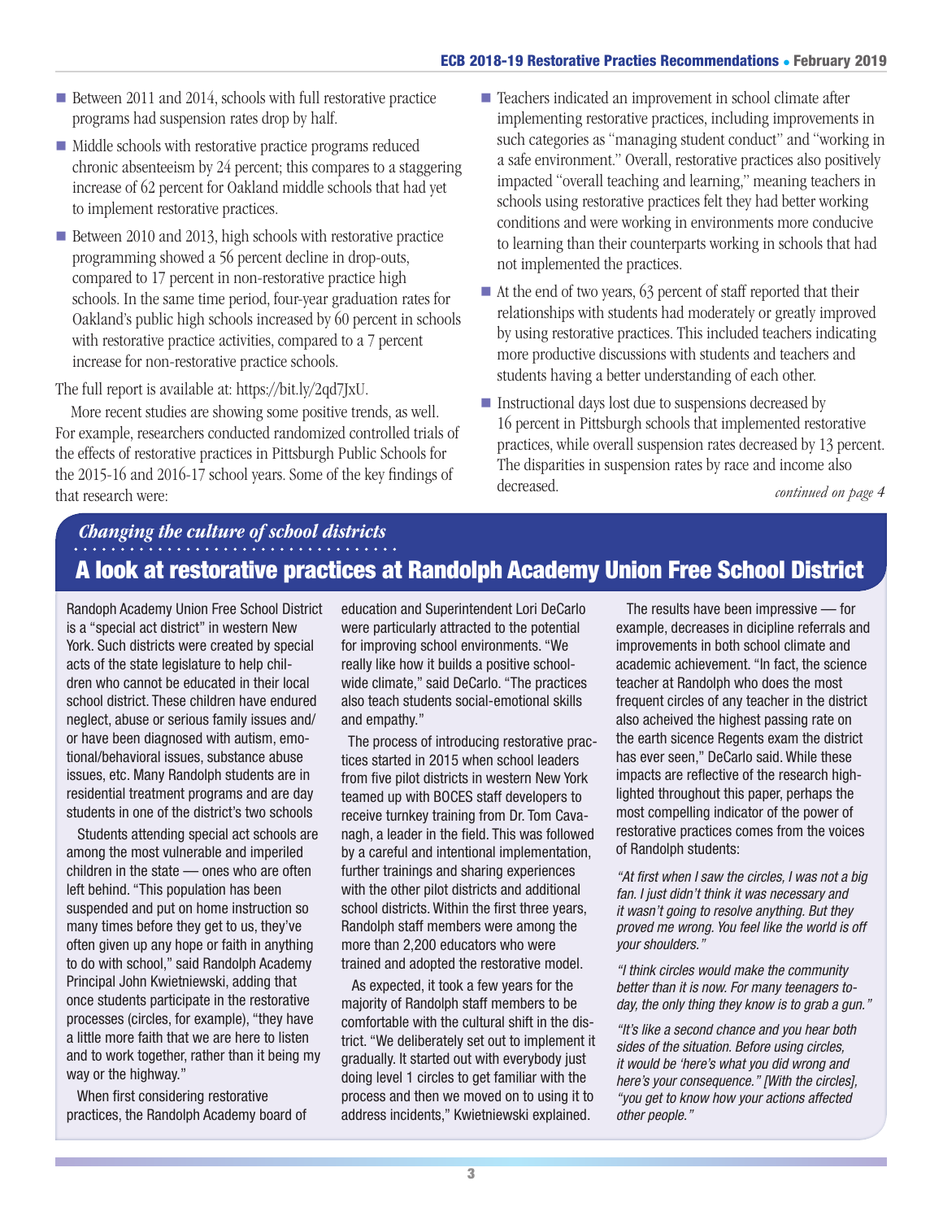- Between 2011 and 2014, schools with full restorative practice programs had suspension rates drop by half.
- Middle schools with restorative practice programs reduced chronic absenteeism by 24 percent; this compares to a staggering increase of 62 percent for Oakland middle schools that had yet to implement restorative practices.
- Between 2010 and 2013, high schools with restorative practice programming showed a 56 percent decline in drop-outs, compared to 17 percent in non-restorative practice high schools. In the same time period, four-year graduation rates for Oakland's public high schools increased by 60 percent in schools with restorative practice activities, compared to a 7 percent increase for non-restorative practice schools.

The full report is available at: https://bit.ly/2qd7JxU.

More recent studies are showing some positive trends, as well. For example, researchers conducted randomized controlled trials of the effects of restorative practices in Pittsburgh Public Schools for the 2015-16 and 2016-17 school years. Some of the key findings of that research were:

- Teachers indicated an improvement in school climate after implementing restorative practices, including improvements in such categories as "managing student conduct" and "working in a safe environment." Overall, restorative practices also positively impacted "overall teaching and learning," meaning teachers in schools using restorative practices felt they had better working conditions and were working in environments more conducive to learning than their counterparts working in schools that had not implemented the practices.
- At the end of two years, 63 percent of staff reported that their relationships with students had moderately or greatly improved by using restorative practices. This included teachers indicating more productive discussions with students and teachers and students having a better understanding of each other.
- Instructional days lost due to suspensions decreased by 16 percent in Pittsburgh schools that implemented restorative practices, while overall suspension rates decreased by 13 percent. The disparities in suspension rates by race and income also decreased.

*continued on page 4*

*Changing the culture of school districts*

## A look at restorative practices at Randolph Academy Union Free School District

Randoph Academy Union Free School District is a "special act district" in western New York. Such districts were created by special acts of the state legislature to help children who cannot be educated in their local school district. These children have endured neglect, abuse or serious family issues and/or have been diagnosed with autism, emotional/behavioral issues, substance abuse issues, etc. Many Randolph students are in residential treatment programs and are day students in one of the district's two schools

Students attending special act schools are among the most vulnerable and imperiled children in the state — ones who are often left behind. "This population has been suspended and put on home instruction so many times before they get to us, they've often given up any hope or faith in anything to do with school," said Randolph Academy Principal John Kwietniewski, adding that once students participate in the restorative processes (circles, for example), "they have a little more faith that we are here to listen and to work together, rather than it being my way or the highway."

When first considering restorative practices, the Randolph Academy board of education and Superintendent Lori DeCarlo were particularly attracted to the potential for improving school environments. "We really like how it builds a positive school-wide climate," said DeCarlo. "The practices also teach students social-emotional skills and empathy."

The process of introducing restorative practices started in 2015 when school leaders from five pilot districts in western New York teamed up with BOCES staff developers to receive turnkey training from Dr. Tom Cavanagh, a leader in the field. This was followed by a careful and intentional implementation, further trainings and sharing experiences with the other pilot districts and additional school districts. Within the first three years, Randolph staff members were among the more than 2,200 educators who were trained and adopted the restorative model.

As expected, it took a few years for the majority of Randolph staff members to be comfortable with the cultural shift in the district. "We deliberately set out to implement it gradually. It started out with everybody just doing level 1 circles to get familiar with the process and then we moved on to using it to address incidents," Kwietniewski explained.

The results have been impressive — for example, decreases in dicipline referrals and improvements in both school climate and academic achievement. "In fact, the science teacher at Randolph who does the most frequent circles of any teacher in the district also acheived the highest passing rate on the earth sicence Regents exam the district has ever seen," DeCarlo said. While these impacts are reflective of the research highlighted throughout this paper, perhaps the most compelling indicator of the power of restorative practices comes from the voices of Randolph students:

*"At first when I saw the circles, I was not a big fan. I just didn't think it was necessary and it wasn't going to resolve anything. But they proved me wrong. You feel like the world is off your shoulders."*

*"I think circles would make the community better than it is now. For many teenagers today, the only thing they know is to grab a gun."*

*"It's like a second chance and you hear both sides of the situation. Before using circles, it would be 'here's what you did wrong and here's your consequence." [With the circles], "you get to know how your actions affected other people."*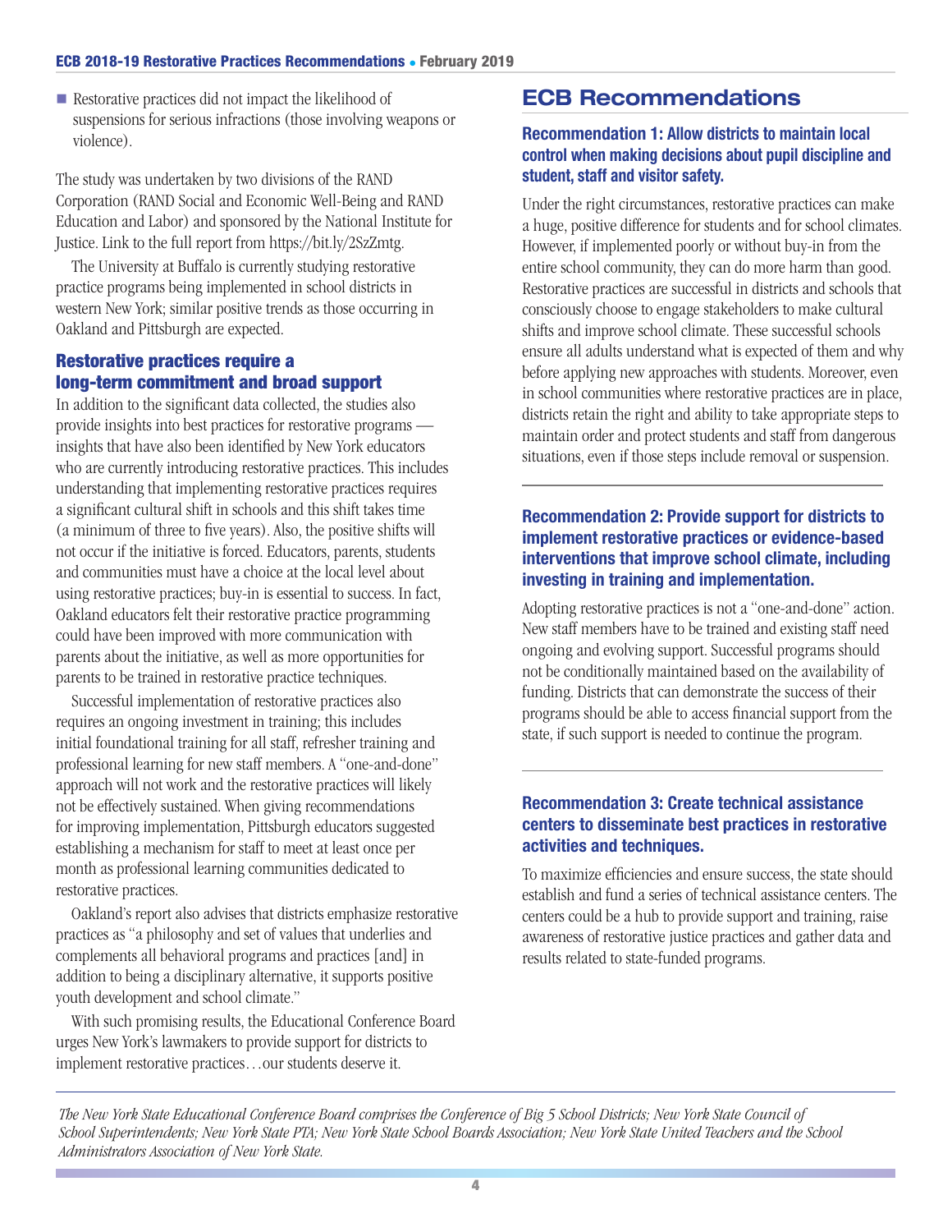- Restorative practices did not impact the likelihood of suspensions for serious infractions (those involving weapons or violence).

The study was undertaken by two divisions of the RAND Corporation (RAND Social and Economic Well-Being and RAND Education and Labor) and sponsored by the National Institute for Justice. Link to the full report from https://bit.ly/2SzZmtg.

The University at Buffalo is currently studying restorative practice programs being implemented in school districts in western New York; similar positive trends as those occurring in Oakland and Pittsburgh are expected.

### Restorative practices require a long-term commitment and broad support

In addition to the significant data collected, the studies also provide insights into best practices for restorative programs — insights that have also been identified by New York educators who are currently introducing restorative practices. This includes understanding that implementing restorative practices requires a significant cultural shift in schools and this shift takes time (a minimum of three to five years). Also, the positive shifts will not occur if the initiative is forced. Educators, parents, students and communities must have a choice at the local level about using restorative practices; buy-in is essential to success. In fact, Oakland educators felt their restorative practice programming could have been improved with more communication with parents about the initiative, as well as more opportunities for parents to be trained in restorative practice techniques.

Successful implementation of restorative practices also requires an ongoing investment in training; this includes initial foundational training for all staff, refresher training and professional learning for new staff members. A "one-and-done" approach will not work and the restorative practices will likely not be effectively sustained. When giving recommendations for improving implementation, Pittsburgh educators suggested establishing a mechanism for staff to meet at least once per month as professional learning communities dedicated to restorative practices.

Oakland's report also advises that districts emphasize restorative practices as "a philosophy and set of values that underlies and complements all behavioral programs and practices [and] in addition to being a disciplinary alternative, it supports positive youth development and school climate."

With such promising results, the Educational Conference Board urges New York's lawmakers to provide support for districts to implement restorative practices…our students deserve it.

## ECB Recommendations

### Recommendation 1: Allow districts to maintain local control when making decisions about pupil discipline and student, staff and visitor safety.

Under the right circumstances, restorative practices can make a huge, positive difference for students and for school climates. However, if implemented poorly or without buy-in from the entire school community, they can do more harm than good. Restorative practices are successful in districts and schools that consciously choose to engage stakeholders to make cultural shifts and improve school climate. These successful schools ensure all adults understand what is expected of them and why before applying new approaches with students. Moreover, even in school communities where restorative practices are in place, districts retain the right and ability to take appropriate steps to maintain order and protect students and staff from dangerous situations, even if those steps include removal or suspension.

### Recommendation 2: Provide support for districts to implement restorative practices or evidence-based interventions that improve school climate, including investing in training and implementation.

Adopting restorative practices is not a "one-and-done" action. New staff members have to be trained and existing staff need ongoing and evolving support. Successful programs should not be conditionally maintained based on the availability of funding. Districts that can demonstrate the success of their programs should be able to access financial support from the state, if such support is needed to continue the program.

### Recommendation 3: Create technical assistance centers to disseminate best practices in restorative activities and techniques.

To maximize efficiencies and ensure success, the state should establish and fund a series of technical assistance centers. The centers could be a hub to provide support and training, raise awareness of restorative justice practices and gather data and results related to state-funded programs.

*The New York State Educational Conference Board comprises the Conference of Big 5 School Districts; New York State Council of School Superintendents; New York State PTA; New York State School Boards Association; New York State United Teachers and the School Administrators Association of New York State.*